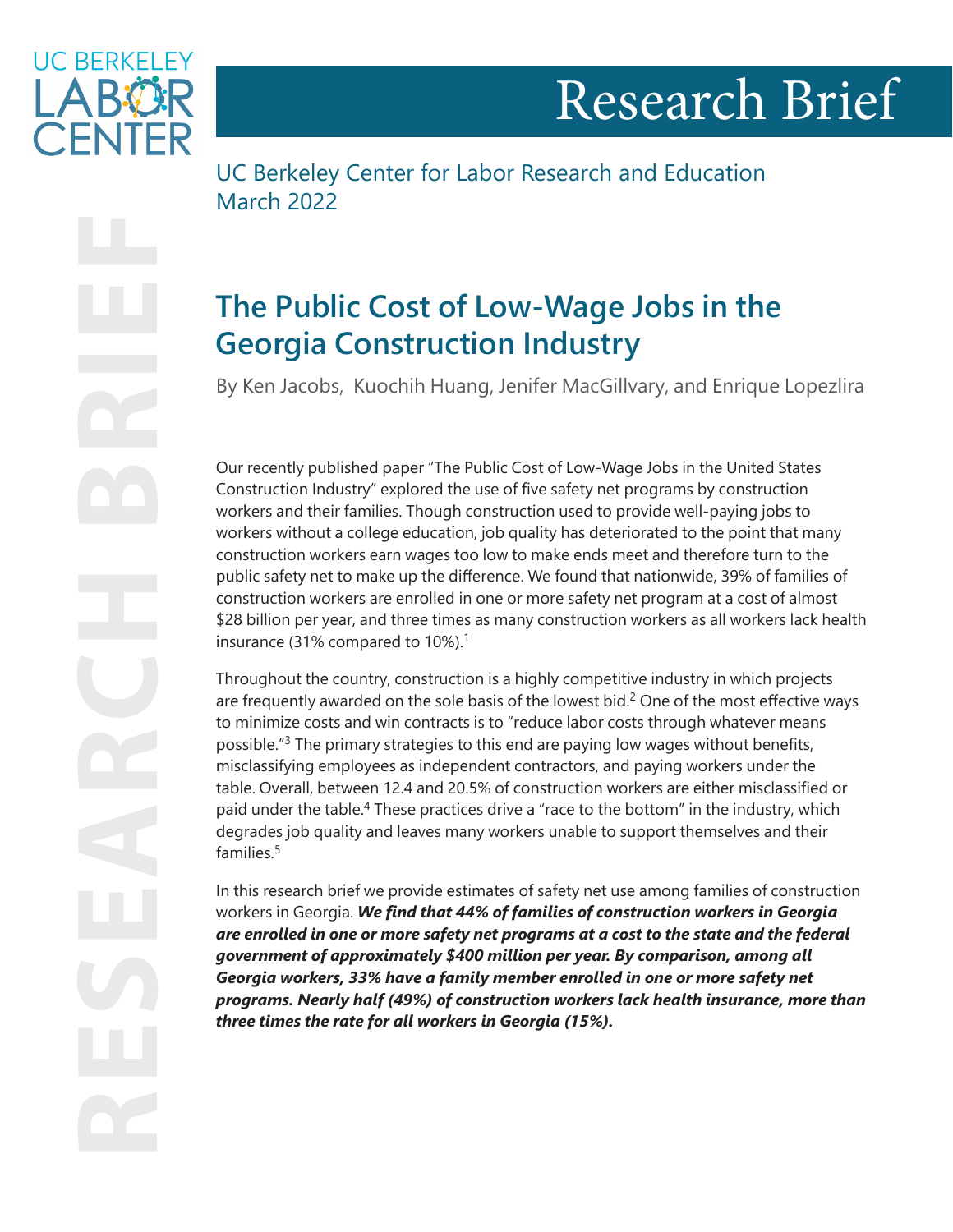UC BERKELEY LABOR CENTER

# Research Brief

UC Berkeley Center for Labor Research and Education
March 2022

## The Public Cost of Low-Wage Jobs in the Georgia Construction Industry

By Ken Jacobs, Kuochih Huang, Jenifer MacGillvary, and Enrique Lopezlira

Our recently published paper "The Public Cost of Low-Wage Jobs in the United States Construction Industry" explored the use of five safety net programs by construction workers and their families. Though construction used to provide well-paying jobs to workers without a college education, job quality has deteriorated to the point that many construction workers earn wages too low to make ends meet and therefore turn to the public safety net to make up the difference. We found that nationwide, 39% of families of construction workers are enrolled in one or more safety net program at a cost of almost $28 billion per year, and three times as many construction workers as all workers lack health insurance (31% compared to 10%).[1]

Throughout the country, construction is a highly competitive industry in which projects are frequently awarded on the sole basis of the lowest bid.[2] One of the most effective ways to minimize costs and win contracts is to "reduce labor costs through whatever means possible."[3] The primary strategies to this end are paying low wages without benefits, misclassifying employees as independent contractors, and paying workers under the table. Overall, between 12.4 and 20.5% of construction workers are either misclassified or paid under the table.[4] These practices drive a "race to the bottom" in the industry, which degrades job quality and leaves many workers unable to support themselves and their families.[5]

In this research brief we provide estimates of safety net use among families of construction workers in Georgia. ***We find that 44% of families of construction workers in Georgia are enrolled in one or more safety net programs at a cost to the state and the federal government of approximately $400 million per year. By comparison, among all Georgia workers, 33% have a family member enrolled in one or more safety net programs. Nearly half (49%) of construction workers lack health insurance, more than three times the rate for all workers in Georgia (15%).***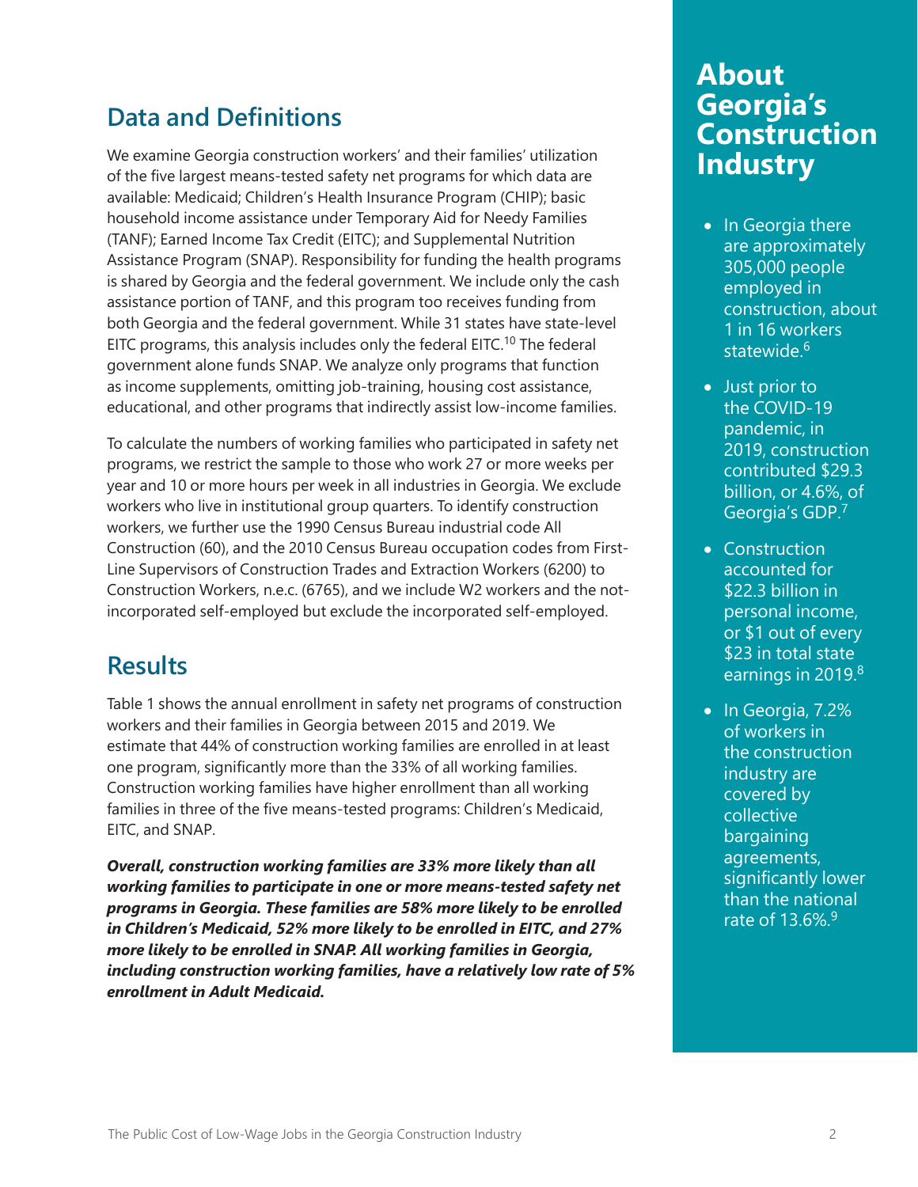## Data and Definitions

We examine Georgia construction workers' and their families' utilization of the five largest means-tested safety net programs for which data are available: Medicaid; Children's Health Insurance Program (CHIP); basic household income assistance under Temporary Aid for Needy Families (TANF); Earned Income Tax Credit (EITC); and Supplemental Nutrition Assistance Program (SNAP). Responsibility for funding the health programs is shared by Georgia and the federal government. We include only the cash assistance portion of TANF, and this program too receives funding from both Georgia and the federal government. While 31 states have state-level EITC programs, this analysis includes only the federal EITC.[10] The federal government alone funds SNAP. We analyze only programs that function as income supplements, omitting job-training, housing cost assistance, educational, and other programs that indirectly assist low-income families.

To calculate the numbers of working families who participated in safety net programs, we restrict the sample to those who work 27 or more weeks per year and 10 or more hours per week in all industries in Georgia. We exclude workers who live in institutional group quarters. To identify construction workers, we further use the 1990 Census Bureau industrial code All Construction (60), and the 2010 Census Bureau occupation codes from First-Line Supervisors of Construction Trades and Extraction Workers (6200) to Construction Workers, n.e.c. (6765), and we include W2 workers and the not-incorporated self-employed but exclude the incorporated self-employed.

## Results

Table 1 shows the annual enrollment in safety net programs of construction workers and their families in Georgia between 2015 and 2019. We estimate that 44% of construction working families are enrolled in at least one program, significantly more than the 33% of all working families. Construction working families have higher enrollment than all working families in three of the five means-tested programs: Children's Medicaid, EITC, and SNAP.

***Overall, construction working families are 33% more likely than all working families to participate in one or more means-tested safety net programs in Georgia. These families are 58% more likely to be enrolled in Children's Medicaid, 52% more likely to be enrolled in EITC, and 27% more likely to be enrolled in SNAP. All working families in Georgia, including construction working families, have a relatively low rate of 5% enrollment in Adult Medicaid.***

## About Georgia's Construction Industry

- In Georgia there are approximately 305,000 people employed in construction, about 1 in 16 workers statewide.[6]
- Just prior to the COVID-19 pandemic, in 2019, construction contributed $29.3 billion, or 4.6%, of Georgia's GDP.[7]
- Construction accounted for $22.3 billion in personal income, or $1 out of every $23 in total state earnings in 2019.[8]
- In Georgia, 7.2% of workers in the construction industry are covered by collective bargaining agreements, significantly lower than the national rate of 13.6%.[9]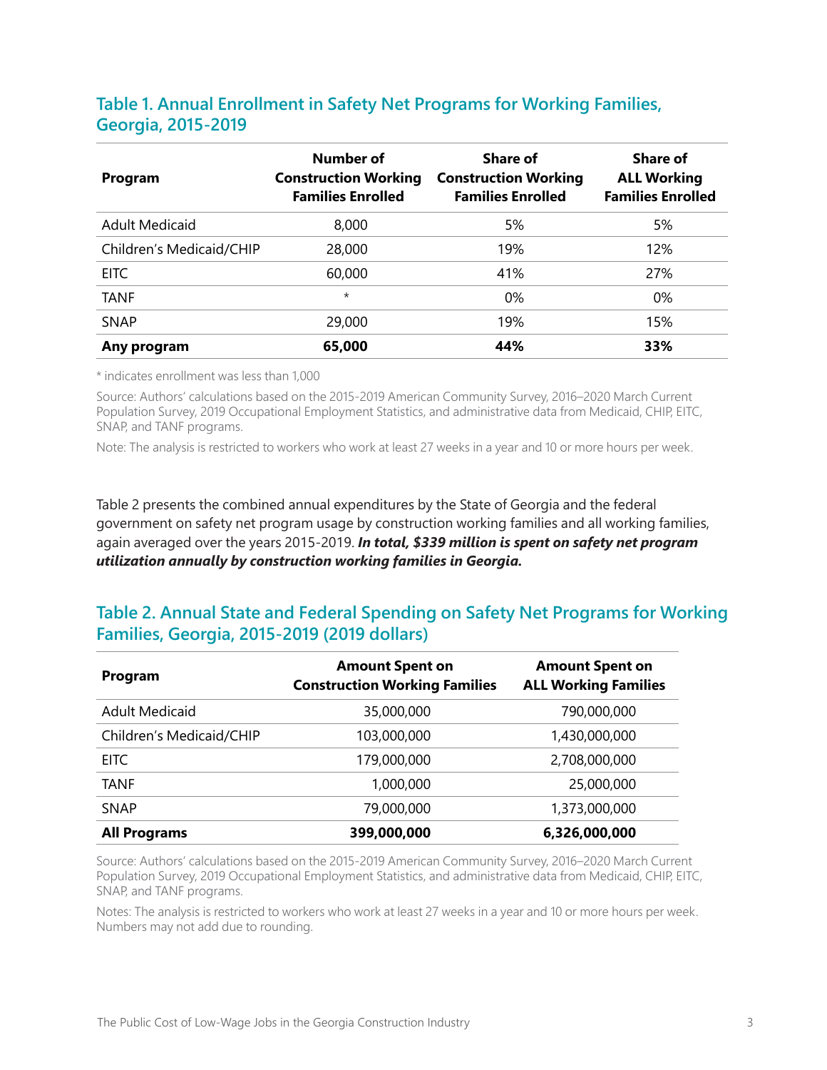### Table 1. Annual Enrollment in Safety Net Programs for Working Families, Georgia, 2015-2019

| Program | Number of Construction Working Families Enrolled | Share of Construction Working Families Enrolled | Share of ALL Working Families Enrolled |
|---|---|---|---|
| Adult Medicaid | 8,000 | 5% | 5% |
| Children's Medicaid/CHIP | 28,000 | 19% | 12% |
| EITC | 60,000 | 41% | 27% |
| TANF | * | 0% | 0% |
| SNAP | 29,000 | 19% | 15% |
| **Any program** | **65,000** | **44%** | **33%** |

* indicates enrollment was less than 1,000

Source: Authors' calculations based on the 2015-2019 American Community Survey, 2016–2020 March Current Population Survey, 2019 Occupational Employment Statistics, and administrative data from Medicaid, CHIP, EITC, SNAP, and TANF programs.

Note: The analysis is restricted to workers who work at least 27 weeks in a year and 10 or more hours per week.

Table 2 presents the combined annual expenditures by the State of Georgia and the federal government on safety net program usage by construction working families and all working families, again averaged over the years 2015-2019. ***In total, $339 million is spent on safety net program utilization annually by construction working families in Georgia.***

### Table 2. Annual State and Federal Spending on Safety Net Programs for Working Families, Georgia, 2015-2019 (2019 dollars)

| Program | Amount Spent on Construction Working Families | Amount Spent on ALL Working Families |
|---|---|---|
| Adult Medicaid | 35,000,000 | 790,000,000 |
| Children's Medicaid/CHIP | 103,000,000 | 1,430,000,000 |
| EITC | 179,000,000 | 2,708,000,000 |
| TANF | 1,000,000 | 25,000,000 |
| SNAP | 79,000,000 | 1,373,000,000 |
| **All Programs** | **399,000,000** | **6,326,000,000** |

Source: Authors' calculations based on the 2015-2019 American Community Survey, 2016–2020 March Current Population Survey, 2019 Occupational Employment Statistics, and administrative data from Medicaid, CHIP, EITC, SNAP, and TANF programs.

Notes: The analysis is restricted to workers who work at least 27 weeks in a year and 10 or more hours per week. Numbers may not add due to rounding.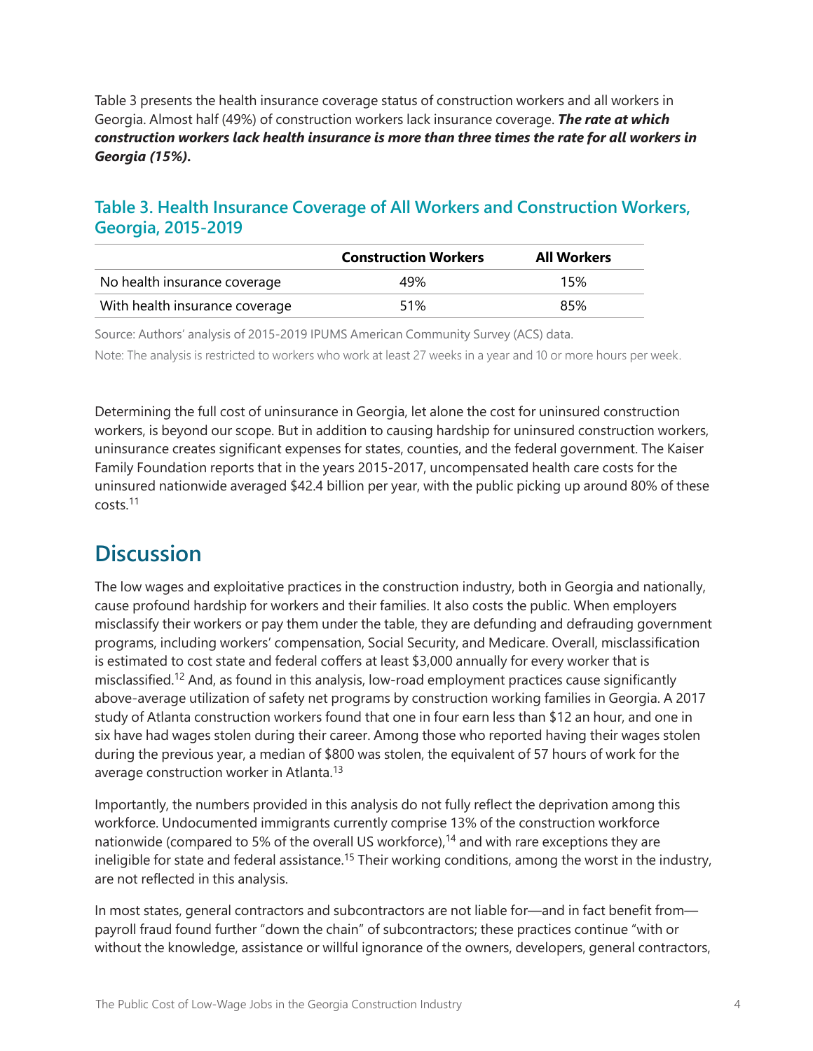Table 3 presents the health insurance coverage status of construction workers and all workers in Georgia. Almost half (49%) of construction workers lack insurance coverage. ***The rate at which construction workers lack health insurance is more than three times the rate for all workers in Georgia (15%).***

### Table 3. Health Insurance Coverage of All Workers and Construction Workers, Georgia, 2015-2019

| | Construction Workers | All Workers |
|---|---|---|
| No health insurance coverage | 49% | 15% |
| With health insurance coverage | 51% | 85% |

Source: Authors' analysis of 2015-2019 IPUMS American Community Survey (ACS) data.

Note: The analysis is restricted to workers who work at least 27 weeks in a year and 10 or more hours per week.

Determining the full cost of uninsurance in Georgia, let alone the cost for uninsured construction workers, is beyond our scope. But in addition to causing hardship for uninsured construction workers, uninsurance creates significant expenses for states, counties, and the federal government. The Kaiser Family Foundation reports that in the years 2015-2017, uncompensated health care costs for the uninsured nationwide averaged $42.4 billion per year, with the public picking up around 80% of these costs.[11]

## Discussion

The low wages and exploitative practices in the construction industry, both in Georgia and nationally, cause profound hardship for workers and their families. It also costs the public. When employers misclassify their workers or pay them under the table, they are defunding and defrauding government programs, including workers' compensation, Social Security, and Medicare. Overall, misclassification is estimated to cost state and federal coffers at least $3,000 annually for every worker that is misclassified.[12] And, as found in this analysis, low-road employment practices cause significantly above-average utilization of safety net programs by construction working families in Georgia. A 2017 study of Atlanta construction workers found that one in four earn less than $12 an hour, and one in six have had wages stolen during their career. Among those who reported having their wages stolen during the previous year, a median of $800 was stolen, the equivalent of 57 hours of work for the average construction worker in Atlanta.[13]

Importantly, the numbers provided in this analysis do not fully reflect the deprivation among this workforce. Undocumented immigrants currently comprise 13% of the construction workforce nationwide (compared to 5% of the overall US workforce),[14] and with rare exceptions they are ineligible for state and federal assistance.[15] Their working conditions, among the worst in the industry, are not reflected in this analysis.

In most states, general contractors and subcontractors are not liable for—and in fact benefit from—payroll fraud found further "down the chain" of subcontractors; these practices continue "with or without the knowledge, assistance or willful ignorance of the owners, developers, general contractors,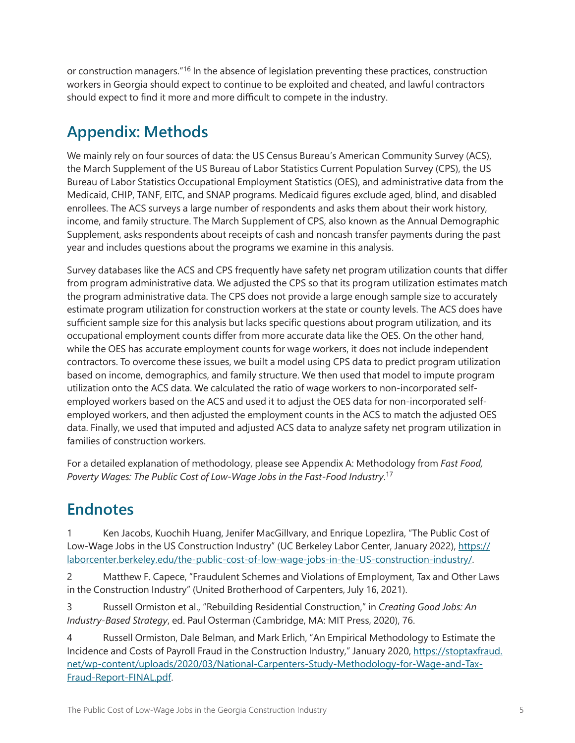or construction managers."[16] In the absence of legislation preventing these practices, construction workers in Georgia should expect to continue to be exploited and cheated, and lawful contractors should expect to find it more and more difficult to compete in the industry.

## Appendix: Methods

We mainly rely on four sources of data: the US Census Bureau's American Community Survey (ACS), the March Supplement of the US Bureau of Labor Statistics Current Population Survey (CPS), the US Bureau of Labor Statistics Occupational Employment Statistics (OES), and administrative data from the Medicaid, CHIP, TANF, EITC, and SNAP programs. Medicaid figures exclude aged, blind, and disabled enrollees. The ACS surveys a large number of respondents and asks them about their work history, income, and family structure. The March Supplement of CPS, also known as the Annual Demographic Supplement, asks respondents about receipts of cash and noncash transfer payments during the past year and includes questions about the programs we examine in this analysis.

Survey databases like the ACS and CPS frequently have safety net program utilization counts that differ from program administrative data. We adjusted the CPS so that its program utilization estimates match the program administrative data. The CPS does not provide a large enough sample size to accurately estimate program utilization for construction workers at the state or county levels. The ACS does have sufficient sample size for this analysis but lacks specific questions about program utilization, and its occupational employment counts differ from more accurate data like the OES. On the other hand, while the OES has accurate employment counts for wage workers, it does not include independent contractors. To overcome these issues, we built a model using CPS data to predict program utilization based on income, demographics, and family structure. We then used that model to impute program utilization onto the ACS data. We calculated the ratio of wage workers to non-incorporated self-employed workers based on the ACS and used it to adjust the OES data for non-incorporated self-employed workers, and then adjusted the employment counts in the ACS to match the adjusted OES data. Finally, we used that imputed and adjusted ACS data to analyze safety net program utilization in families of construction workers.

For a detailed explanation of methodology, please see Appendix A: Methodology from *Fast Food, Poverty Wages: The Public Cost of Low-Wage Jobs in the Fast-Food Industry*.[17]

## Endnotes

1 Ken Jacobs, Kuochih Huang, Jenifer MacGillvary, and Enrique Lopezlira, "The Public Cost of Low-Wage Jobs in the US Construction Industry" (UC Berkeley Labor Center, January 2022), https://laborcenter.berkeley.edu/the-public-cost-of-low-wage-jobs-in-the-US-construction-industry/.

2 Matthew F. Capece, "Fraudulent Schemes and Violations of Employment, Tax and Other Laws in the Construction Industry" (United Brotherhood of Carpenters, July 16, 2021).

3 Russell Ormiston et al., "Rebuilding Residential Construction," in *Creating Good Jobs: An Industry-Based Strategy*, ed. Paul Osterman (Cambridge, MA: MIT Press, 2020), 76.

4 Russell Ormiston, Dale Belman, and Mark Erlich, "An Empirical Methodology to Estimate the Incidence and Costs of Payroll Fraud in the Construction Industry," January 2020, https://stoptaxfraud.net/wp-content/uploads/2020/03/National-Carpenters-Study-Methodology-for-Wage-and-Tax-Fraud-Report-FINAL.pdf.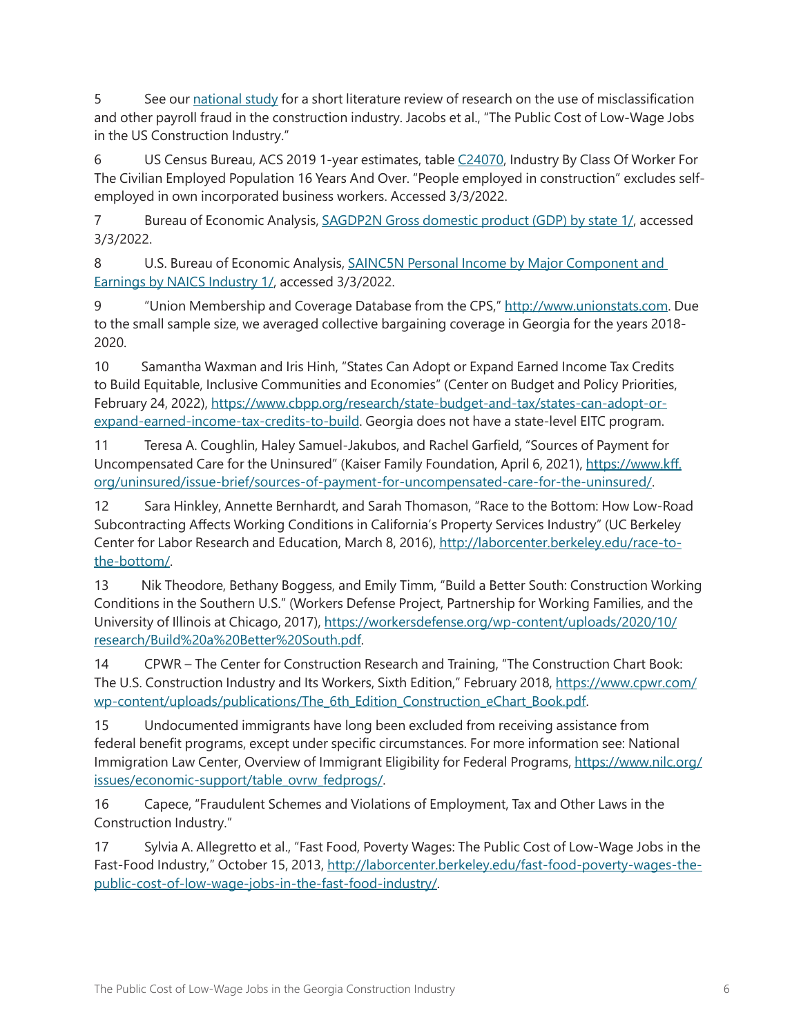5 See our [national study](#) for a short literature review of research on the use of misclassification and other payroll fraud in the construction industry. Jacobs et al., "The Public Cost of Low-Wage Jobs in the US Construction Industry."

6 US Census Bureau, ACS 2019 1-year estimates, table [C24070](#), Industry By Class Of Worker For The Civilian Employed Population 16 Years And Over. "People employed in construction" excludes self-employed in own incorporated business workers. Accessed 3/3/2022.

7 Bureau of Economic Analysis, [SAGDP2N Gross domestic product (GDP) by state 1/](#), accessed 3/3/2022.

8 U.S. Bureau of Economic Analysis, [SAINC5N Personal Income by Major Component and Earnings by NAICS Industry 1/](#), accessed 3/3/2022.

9 "Union Membership and Coverage Database from the CPS," http://www.unionstats.com. Due to the small sample size, we averaged collective bargaining coverage in Georgia for the years 2018-2020.

10 Samantha Waxman and Iris Hinh, "States Can Adopt or Expand Earned Income Tax Credits to Build Equitable, Inclusive Communities and Economies" (Center on Budget and Policy Priorities, February 24, 2022), https://www.cbpp.org/research/state-budget-and-tax/states-can-adopt-or-expand-earned-income-tax-credits-to-build. Georgia does not have a state-level EITC program.

11 Teresa A. Coughlin, Haley Samuel-Jakubos, and Rachel Garfield, "Sources of Payment for Uncompensated Care for the Uninsured" (Kaiser Family Foundation, April 6, 2021), https://www.kff.org/uninsured/issue-brief/sources-of-payment-for-uncompensated-care-for-the-uninsured/.

12 Sara Hinkley, Annette Bernhardt, and Sarah Thomason, "Race to the Bottom: How Low-Road Subcontracting Affects Working Conditions in California's Property Services Industry" (UC Berkeley Center for Labor Research and Education, March 8, 2016), http://laborcenter.berkeley.edu/race-to-the-bottom/.

13 Nik Theodore, Bethany Boggess, and Emily Timm, "Build a Better South: Construction Working Conditions in the Southern U.S." (Workers Defense Project, Partnership for Working Families, and the University of Illinois at Chicago, 2017), https://workersdefense.org/wp-content/uploads/2020/10/research/Build%20a%20Better%20South.pdf.

14 CPWR – The Center for Construction Research and Training, "The Construction Chart Book: The U.S. Construction Industry and Its Workers, Sixth Edition," February 2018, https://www.cpwr.com/wp-content/uploads/publications/The_6th_Edition_Construction_eChart_Book.pdf.

15 Undocumented immigrants have long been excluded from receiving assistance from federal benefit programs, except under specific circumstances. For more information see: National Immigration Law Center, Overview of Immigrant Eligibility for Federal Programs, https://www.nilc.org/issues/economic-support/table_ovrw_fedprogs/.

16 Capece, "Fraudulent Schemes and Violations of Employment, Tax and Other Laws in the Construction Industry."

17 Sylvia A. Allegretto et al., "Fast Food, Poverty Wages: The Public Cost of Low-Wage Jobs in the Fast-Food Industry," October 15, 2013, http://laborcenter.berkeley.edu/fast-food-poverty-wages-the-public-cost-of-low-wage-jobs-in-the-fast-food-industry/.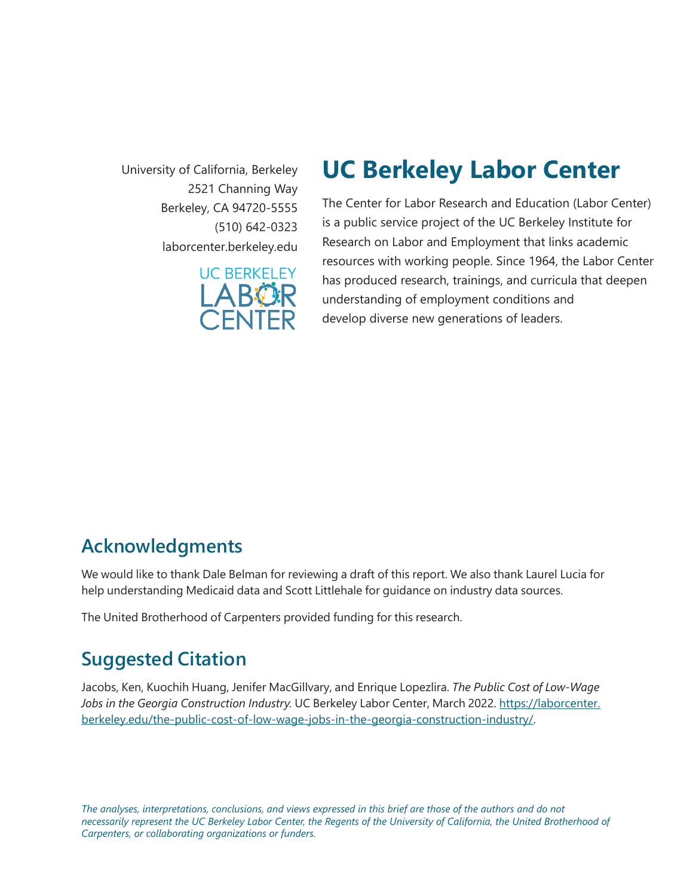University of California, Berkeley
2521 Channing Way
Berkeley, CA 94720-5555
(510) 642-0323
laborcenter.berkeley.edu

UC BERKELEY LABOR CENTER

# UC Berkeley Labor Center

The Center for Labor Research and Education (Labor Center) is a public service project of the UC Berkeley Institute for Research on Labor and Employment that links academic resources with working people. Since 1964, the Labor Center has produced research, trainings, and curricula that deepen understanding of employment conditions and develop diverse new generations of leaders.

## Acknowledgments

We would like to thank Dale Belman for reviewing a draft of this report. We also thank Laurel Lucia for help understanding Medicaid data and Scott Littlehale for guidance on industry data sources.

The United Brotherhood of Carpenters provided funding for this research.

## Suggested Citation

Jacobs, Ken, Kuochih Huang, Jenifer MacGillvary, and Enrique Lopezlira. *The Public Cost of Low-Wage Jobs in the Georgia Construction Industry.* UC Berkeley Labor Center, March 2022. https://laborcenter.berkeley.edu/the-public-cost-of-low-wage-jobs-in-the-georgia-construction-industry/.

*The analyses, interpretations, conclusions, and views expressed in this brief are those of the authors and do not necessarily represent the UC Berkeley Labor Center, the Regents of the University of California, the United Brotherhood of Carpenters, or collaborating organizations or funders.*